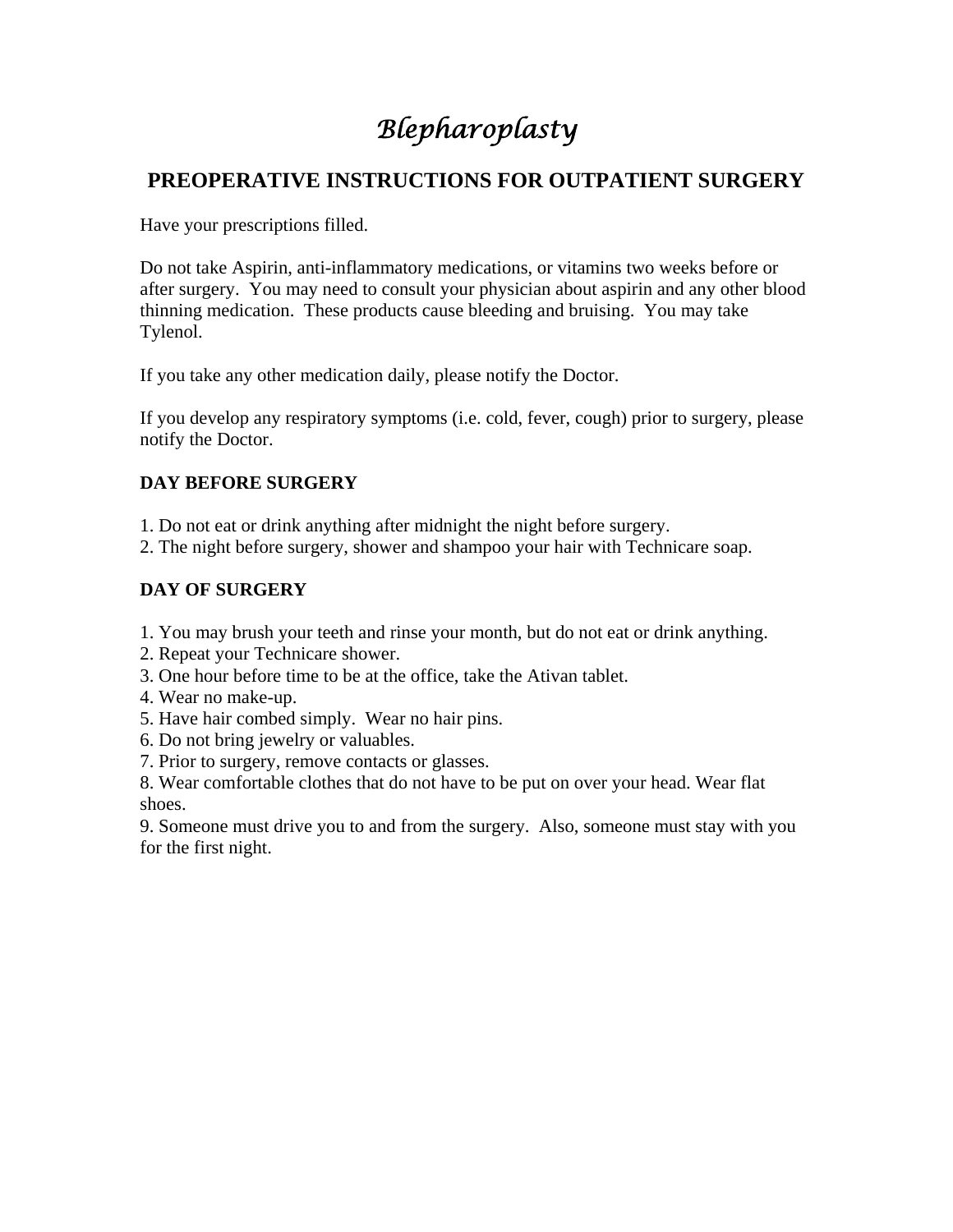# *Blepharoplasty*

## PREOPERATIVE INSTRUCTIONS FOR OUTPATIENT SURGERY

Have your prescriptions filled.

Do not take Aspirin, anti-inflammatory medications, or vitamins two weeks before or after surgery. You may need to consult your physician about aspirin and any other blood thinning medication. These products cause bleeding and bruising. You may take Tylenol.

If you take any other medication daily, please notify the Doctor.

If you develop any respiratory symptoms (i.e. cold, fever, cough) prior to surgery, please notify the Doctor.

**DAY BEFORE SURGERY**

1. Do not eat or drink anything after midnight the night before surgery.
2. The night before surgery, shower and shampoo your hair with Technicare soap.

**DAY OF SURGERY**

1. You may brush your teeth and rinse your month, but do not eat or drink anything.
2. Repeat your Technicare shower.
3. One hour before time to be at the office, take the Ativan tablet.
4. Wear no make-up.
5. Have hair combed simply. Wear no hair pins.
6. Do not bring jewelry or valuables.
7. Prior to surgery, remove contacts or glasses.
8. Wear comfortable clothes that do not have to be put on over your head. Wear flat shoes.
9. Someone must drive you to and from the surgery. Also, someone must stay with you for the first night.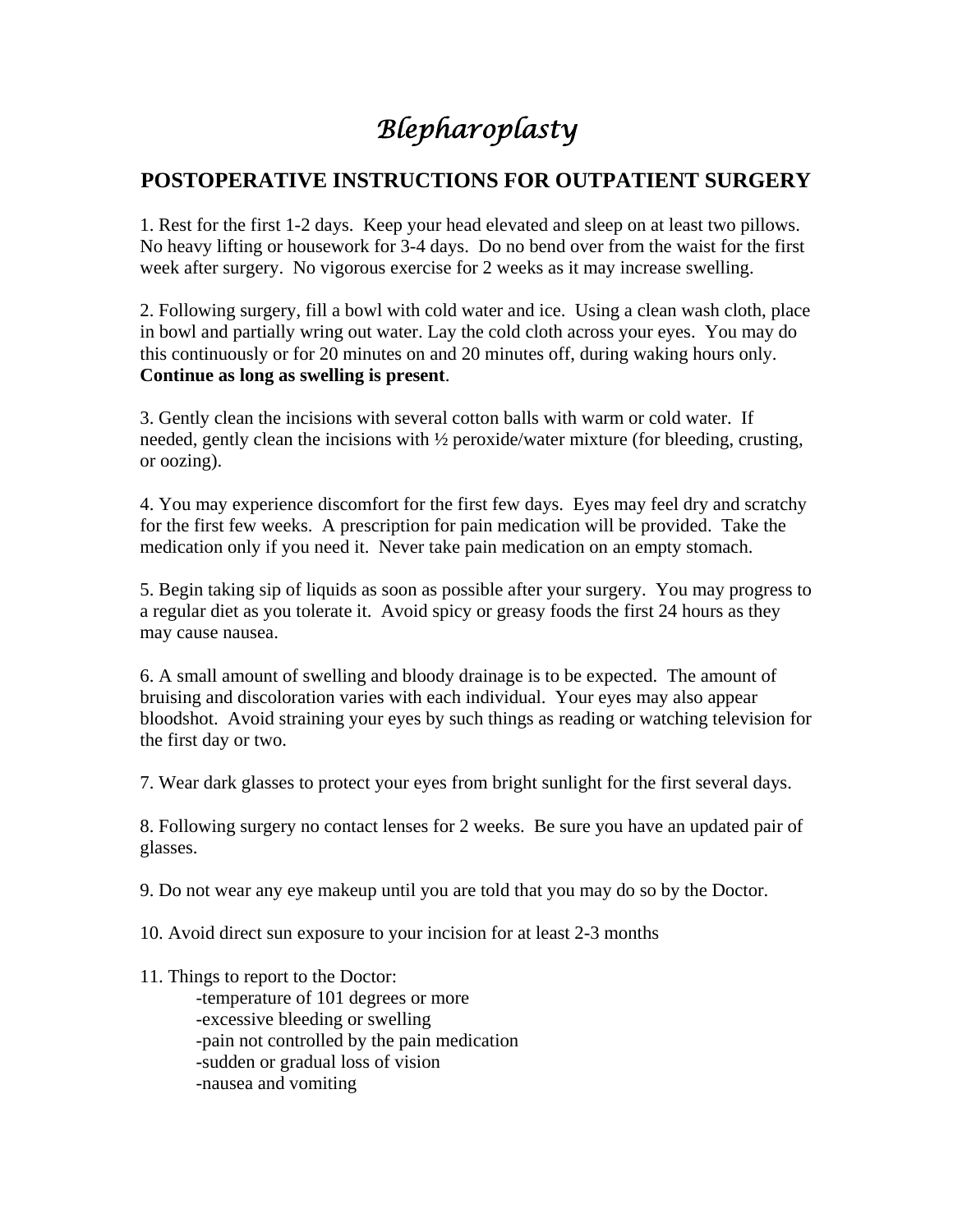# *Blepharoplasty*

## POSTOPERATIVE INSTRUCTIONS FOR OUTPATIENT SURGERY

1. Rest for the first 1-2 days. Keep your head elevated and sleep on at least two pillows. No heavy lifting or housework for 3-4 days. Do no bend over from the waist for the first week after surgery. No vigorous exercise for 2 weeks as it may increase swelling.

2. Following surgery, fill a bowl with cold water and ice. Using a clean wash cloth, place in bowl and partially wring out water. Lay the cold cloth across your eyes. You may do this continuously or for 20 minutes on and 20 minutes off, during waking hours only. **Continue as long as swelling is present**.

3. Gently clean the incisions with several cotton balls with warm or cold water. If needed, gently clean the incisions with ½ peroxide/water mixture (for bleeding, crusting, or oozing).

4. You may experience discomfort for the first few days. Eyes may feel dry and scratchy for the first few weeks. A prescription for pain medication will be provided. Take the medication only if you need it. Never take pain medication on an empty stomach.

5. Begin taking sip of liquids as soon as possible after your surgery. You may progress to a regular diet as you tolerate it. Avoid spicy or greasy foods the first 24 hours as they may cause nausea.

6. A small amount of swelling and bloody drainage is to be expected. The amount of bruising and discoloration varies with each individual. Your eyes may also appear bloodshot. Avoid straining your eyes by such things as reading or watching television for the first day or two.

7. Wear dark glasses to protect your eyes from bright sunlight for the first several days.

8. Following surgery no contact lenses for 2 weeks. Be sure you have an updated pair of glasses.

9. Do not wear any eye makeup until you are told that you may do so by the Doctor.

10. Avoid direct sun exposure to your incision for at least 2-3 months

11. Things to report to the Doctor:
    - temperature of 101 degrees or more
    - excessive bleeding or swelling
    - pain not controlled by the pain medication
    - sudden or gradual loss of vision
    - nausea and vomiting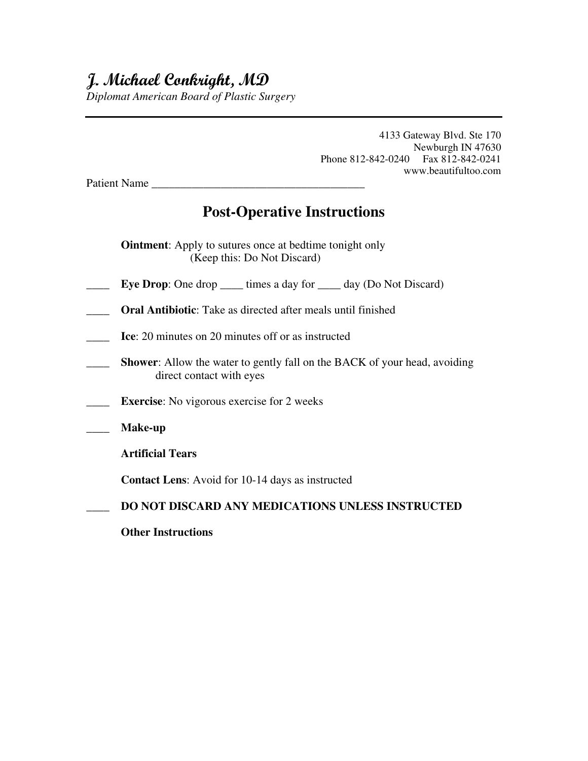# J. Michael Conkright, MD

*Diplomat American Board of Plastic Surgery*

---

4133 Gateway Blvd. Ste 170
Newburgh IN 47630
Phone 812-842-0240 Fax 812-842-0241
www.beautifultoo.com

Patient Name ______________________________________

## Post-Operative Instructions

**Ointment**: Apply to sutures once at bedtime tonight only
(Keep this: Do Not Discard)

____ **Eye Drop**: One drop ____ times a day for ____ day (Do Not Discard)

____ **Oral Antibiotic**: Take as directed after meals until finished

____ **Ice**: 20 minutes on 20 minutes off or as instructed

____ **Shower**: Allow the water to gently fall on the BACK of your head, avoiding direct contact with eyes

____ **Exercise**: No vigorous exercise for 2 weeks

____ **Make-up**

**Artificial Tears**

**Contact Lens**: Avoid for 10-14 days as instructed

____ **DO NOT DISCARD ANY MEDICATIONS UNLESS INSTRUCTED**

**Other Instructions**